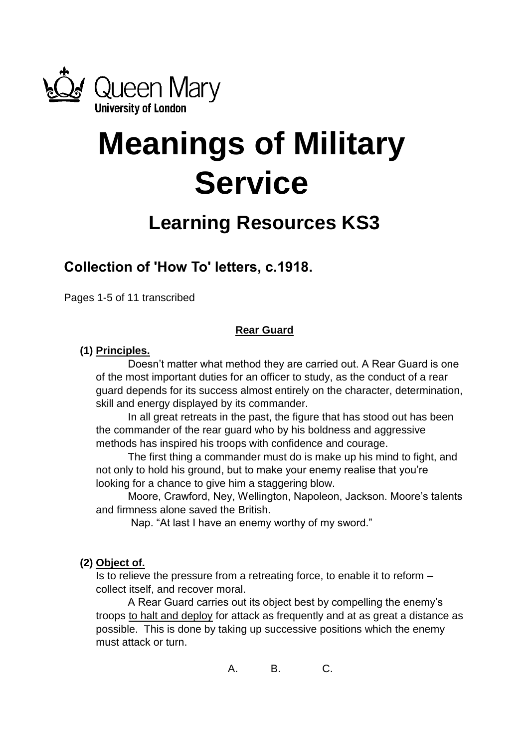Queen Mary
University of London

# Meanings of Military Service

## Learning Resources KS3

### Collection of 'How To' letters, c.1918.

Pages 1-5 of 11 transcribed

**Rear Guard**

**(1) Principles.**

Doesn't matter what method they are carried out. A Rear Guard is one of the most important duties for an officer to study, as the conduct of a rear guard depends for its success almost entirely on the character, determination, skill and energy displayed by its commander.

In all great retreats in the past, the figure that has stood out has been the commander of the rear guard who by his boldness and aggressive methods has inspired his troops with confidence and courage.

The first thing a commander must do is make up his mind to fight, and not only to hold his ground, but to make your enemy realise that you're looking for a chance to give him a staggering blow.

Moore, Crawford, Ney, Wellington, Napoleon, Jackson. Moore's talents and firmness alone saved the British.

Nap. "At last I have an enemy worthy of my sword."

**(2) Object of.**

Is to relieve the pressure from a retreating force, to enable it to reform – collect itself, and recover moral.

A Rear Guard carries out its object best by compelling the enemy's troops to halt and deploy for attack as frequently and at as great a distance as possible. This is done by taking up successive positions which the enemy must attack or turn.

A. B. C.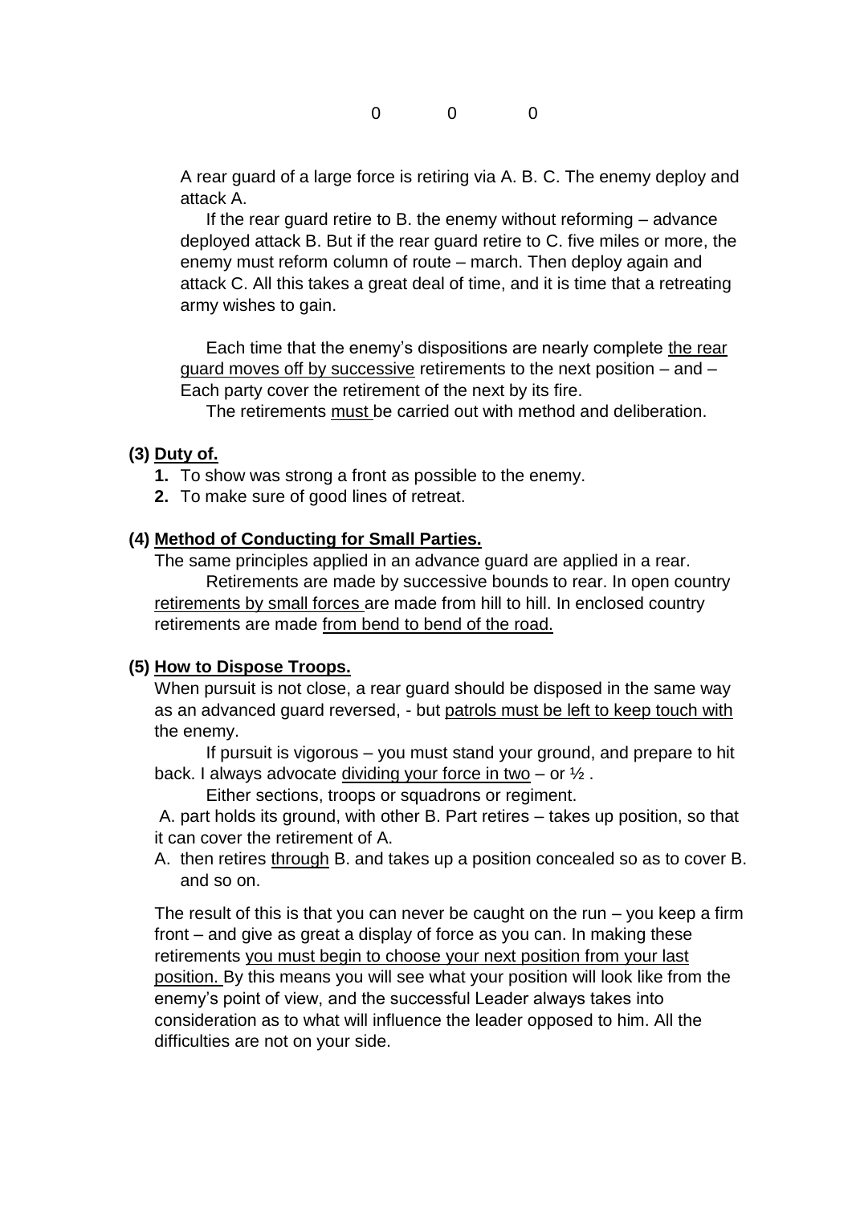0 0 0

A rear guard of a large force is retiring via A. B. C. The enemy deploy and attack A.

If the rear guard retire to B. the enemy without reforming – advance deployed attack B. But if the rear guard retire to C. five miles or more, the enemy must reform column of route – march. Then deploy again and attack C. All this takes a great deal of time, and it is time that a retreating army wishes to gain.

Each time that the enemy's dispositions are nearly complete <u>the rear guard moves off by successive</u> retirements to the next position – and – Each party cover the retirement of the next by its fire.

The retirements <u>must</u> be carried out with method and deliberation.

**(3) <u>Duty of.</u>**

1. To show was strong a front as possible to the enemy.
2. To make sure of good lines of retreat.

**(4) <u>Method of Conducting for Small Parties.</u>**

The same principles applied in an advance guard are applied in a rear.

Retirements are made by successive bounds to rear. In open country <u>retirements by small forces</u> are made from hill to hill. In enclosed country retirements are made <u>from bend to bend of the road.</u>

**(5) <u>How to Dispose Troops.</u>**

When pursuit is not close, a rear guard should be disposed in the same way as an advanced guard reversed, - but <u>patrols must be left to keep touch with</u> the enemy.

If pursuit is vigorous – you must stand your ground, and prepare to hit back. I always advocate <u>dividing your force in two</u> – or ½ .

Either sections, troops or squadrons or regiment.

A. part holds its ground, with other B. Part retires – takes up position, so that it can cover the retirement of A.

A. then retires <u>through</u> B. and takes up a position concealed so as to cover B. and so on.

The result of this is that you can never be caught on the run – you keep a firm front – and give as great a display of force as you can. In making these retirements <u>you must begin to choose your next position from your last position.</u> By this means you will see what your position will look like from the enemy's point of view, and the successful Leader always takes into consideration as to what will influence the leader opposed to him. All the difficulties are not on your side.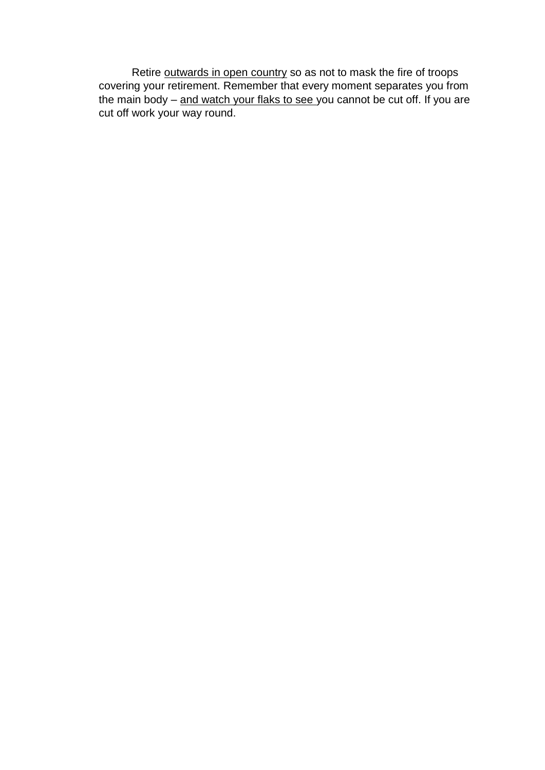Retire <u>outwards in open country</u> so as not to mask the fire of troops covering your retirement. Remember that every moment separates you from the main body – <u>and watch your flaks to see</u> you cannot be cut off. If you are cut off work your way round.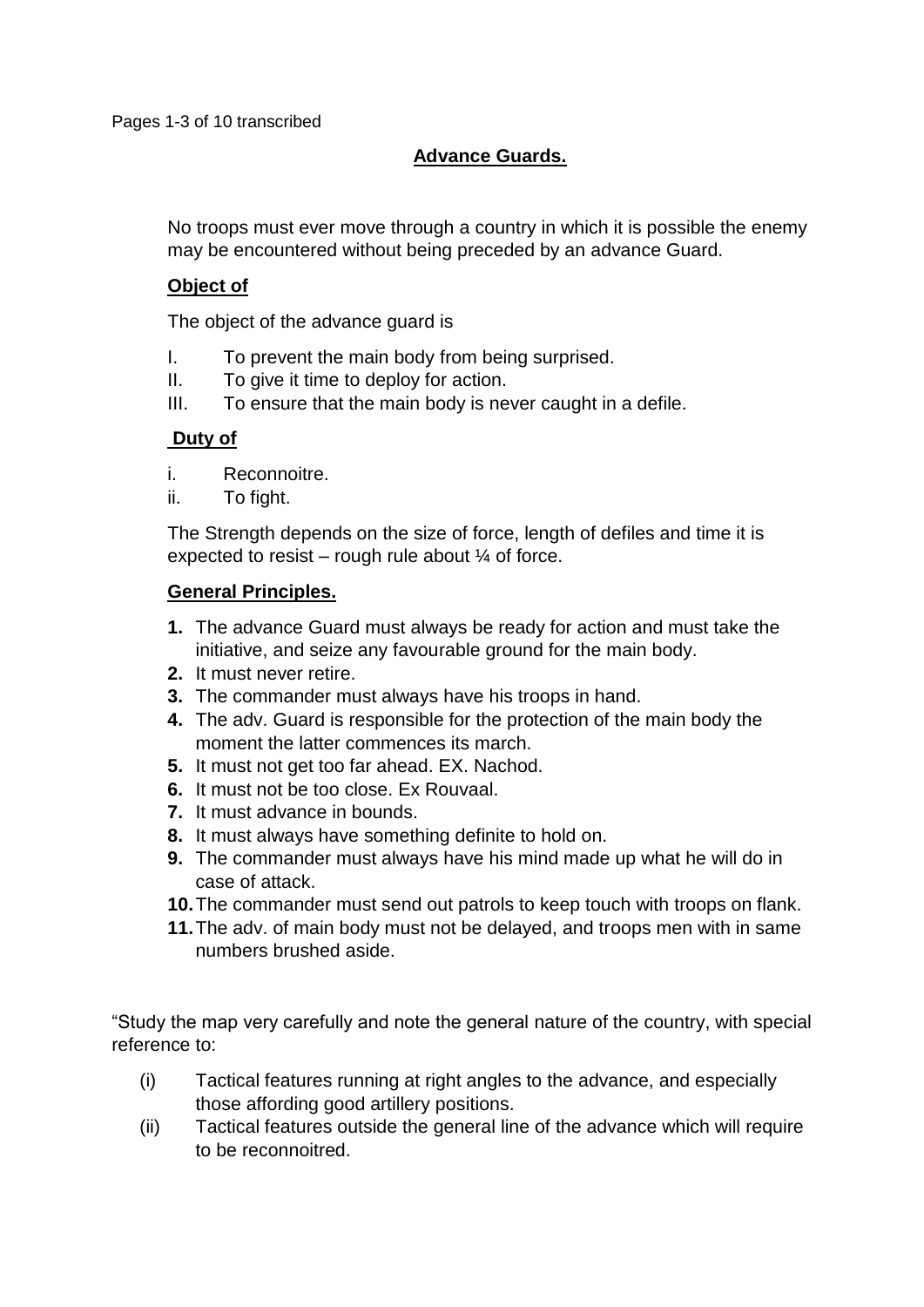Pages 1-3 of 10 transcribed

## Advance Guards.

No troops must ever move through a country in which it is possible the enemy may be encountered without being preceded by an advance Guard.

### Object of

The object of the advance guard is

I. To prevent the main body from being surprised.
II. To give it time to deploy for action.
III. To ensure that the main body is never caught in a defile.

### Duty of

i. Reconnoitre.
ii. To fight.

The Strength depends on the size of force, length of defiles and time it is expected to resist – rough rule about ¼ of force.

### General Principles.

1. The advance Guard must always be ready for action and must take the initiative, and seize any favourable ground for the main body.
2. It must never retire.
3. The commander must always have his troops in hand.
4. The adv. Guard is responsible for the protection of the main body the moment the latter commences its march.
5. It must not get too far ahead. EX. Nachod.
6. It must not be too close. Ex Rouvaal.
7. It must advance in bounds.
8. It must always have something definite to hold on.
9. The commander must always have his mind made up what he will do in case of attack.
10. The commander must send out patrols to keep touch with troops on flank.
11. The adv. of main body must not be delayed, and troops men with in same numbers brushed aside.

"Study the map very carefully and note the general nature of the country, with special reference to:

(i) Tactical features running at right angles to the advance, and especially those affording good artillery positions.
(ii) Tactical features outside the general line of the advance which will require to be reconnoitred.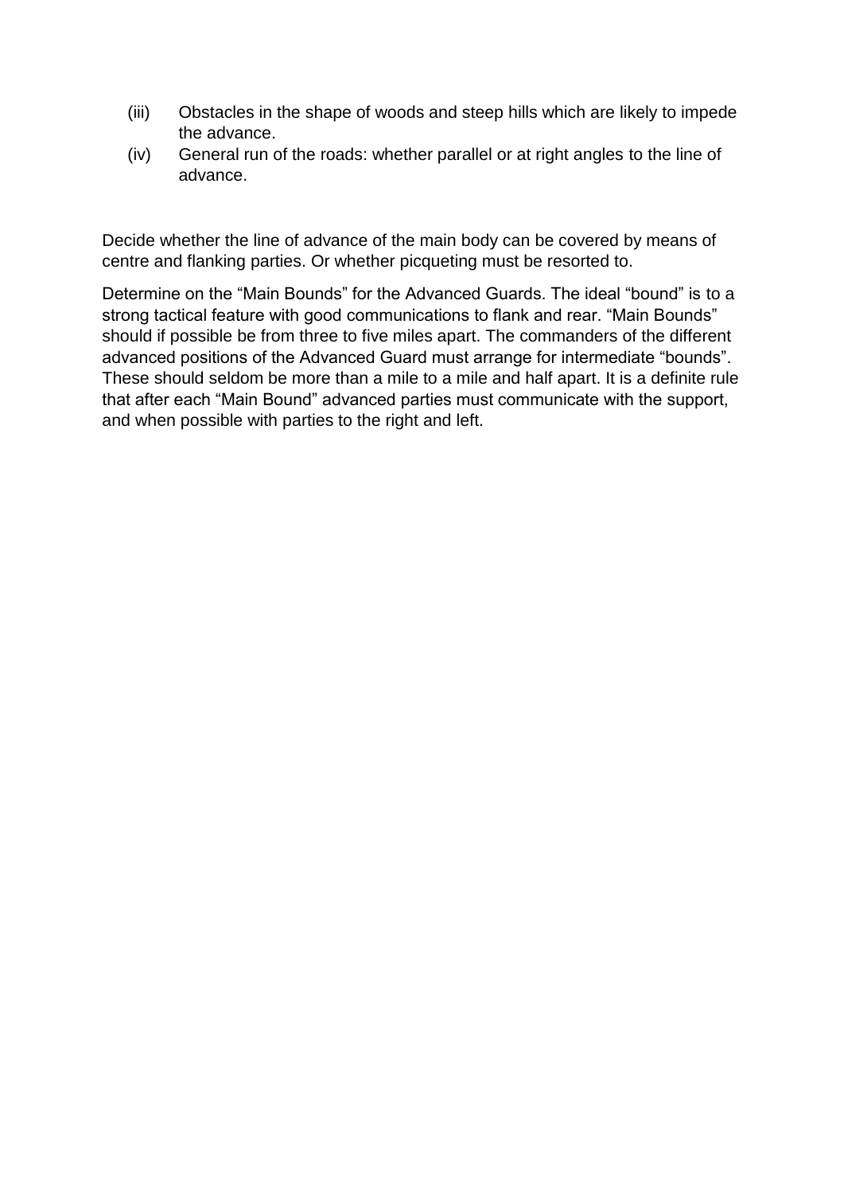(iii) Obstacles in the shape of woods and steep hills which are likely to impede the advance.

(iv) General run of the roads: whether parallel or at right angles to the line of advance.

Decide whether the line of advance of the main body can be covered by means of centre and flanking parties. Or whether picqueting must be resorted to.

Determine on the “Main Bounds” for the Advanced Guards. The ideal “bound” is to a strong tactical feature with good communications to flank and rear. “Main Bounds” should if possible be from three to five miles apart. The commanders of the different advanced positions of the Advanced Guard must arrange for intermediate “bounds”. These should seldom be more than a mile to a mile and half apart. It is a definite rule that after each “Main Bound” advanced parties must communicate with the support, and when possible with parties to the right and left.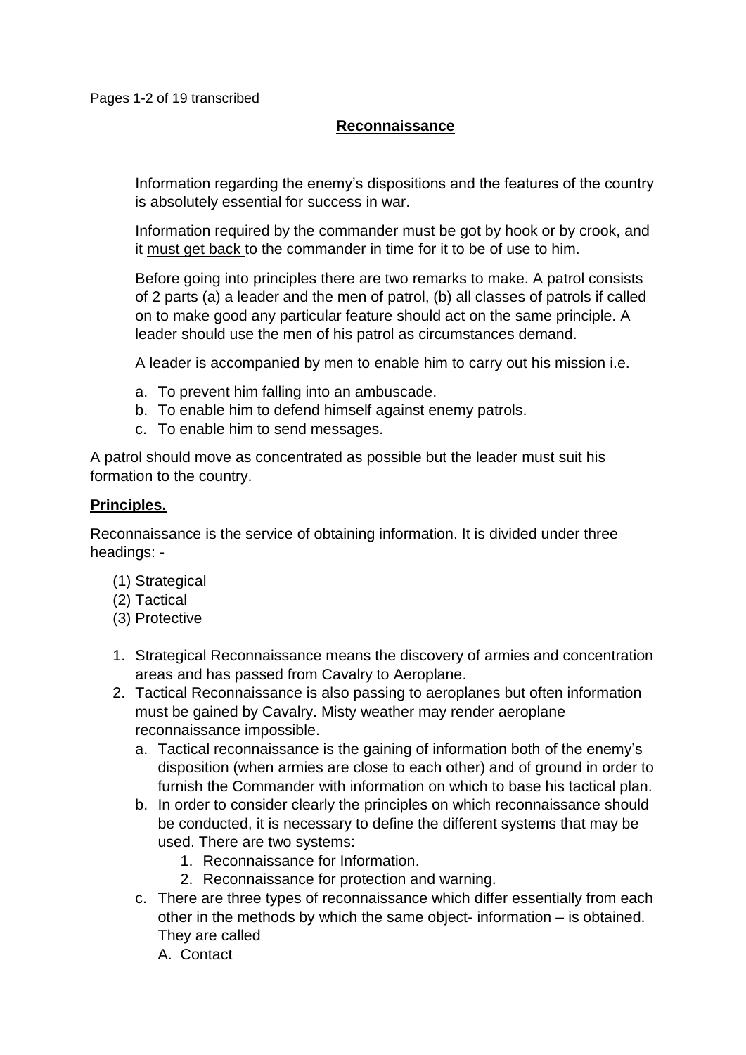Pages 1-2 of 19 transcribed

## Reconnaissance

Information regarding the enemy's dispositions and the features of the country is absolutely essential for success in war.

Information required by the commander must be got by hook or by crook, and it <u>must get back</u> to the commander in time for it to be of use to him.

Before going into principles there are two remarks to make. A patrol consists of 2 parts (a) a leader and the men of patrol, (b) all classes of patrols if called on to make good any particular feature should act on the same principle. A leader should use the men of his patrol as circumstances demand.

A leader is accompanied by men to enable him to carry out his mission i.e.

a. To prevent him falling into an ambuscade.
b. To enable him to defend himself against enemy patrols.
c. To enable him to send messages.

A patrol should move as concentrated as possible but the leader must suit his formation to the country.

### Principles.

Reconnaissance is the service of obtaining information. It is divided under three headings: -

(1) Strategical
(2) Tactical
(3) Protective

1. Strategical Reconnaissance means the discovery of armies and concentration areas and has passed from Cavalry to Aeroplane.
2. Tactical Reconnaissance is also passing to aeroplanes but often information must be gained by Cavalry. Misty weather may render aeroplane reconnaissance impossible.
   a. Tactical reconnaissance is the gaining of information both of the enemy's disposition (when armies are close to each other) and of ground in order to furnish the Commander with information on which to base his tactical plan.
   b. In order to consider clearly the principles on which reconnaissance should be conducted, it is necessary to define the different systems that may be used. There are two systems:
      1. Reconnaissance for Information.
      2. Reconnaissance for protection and warning.
   c. There are three types of reconnaissance which differ essentially from each other in the methods by which the same object- information – is obtained. They are called
      A. Contact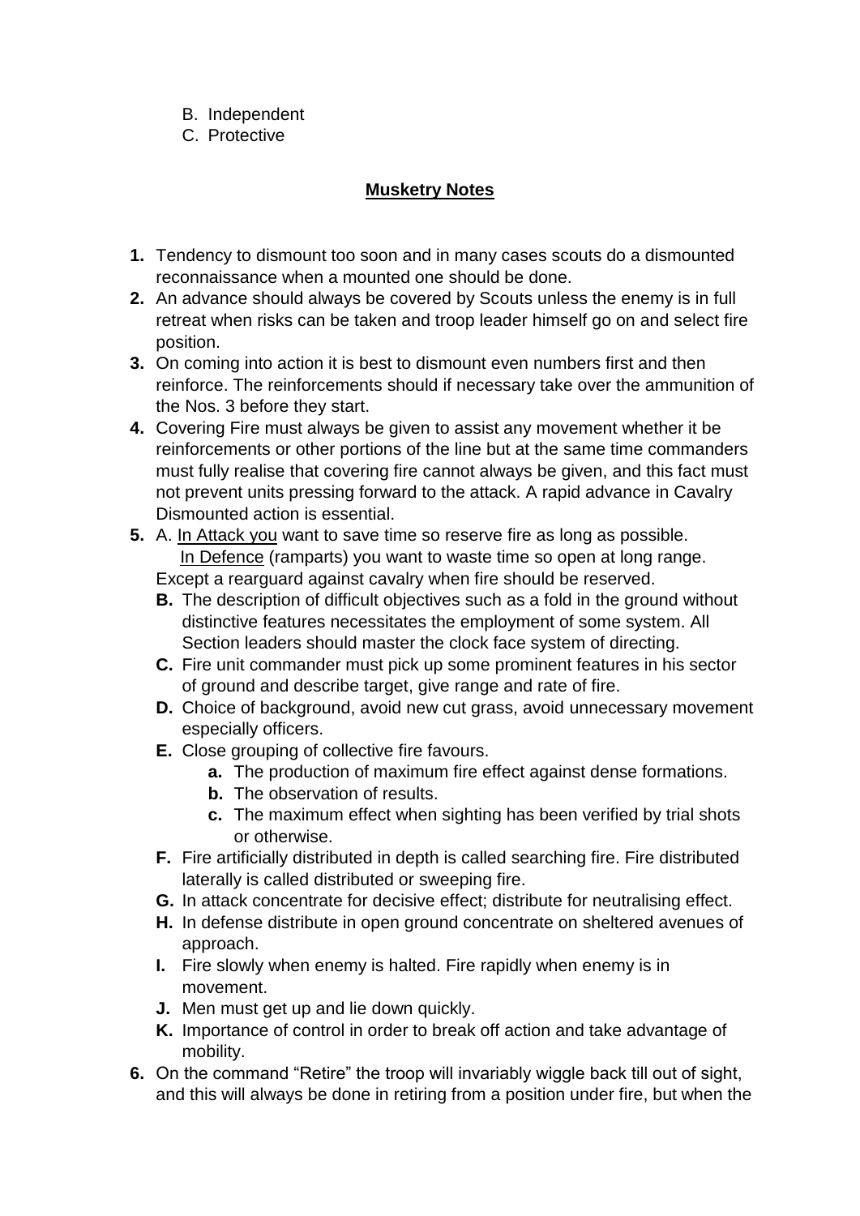B. Independent
C. Protective

## <u>Musketry Notes</u>

1. Tendency to dismount too soon and in many cases scouts do a dismounted reconnaissance when a mounted one should be done.
2. An advance should always be covered by Scouts unless the enemy is in full retreat when risks can be taken and troop leader himself go on and select fire position.
3. On coming into action it is best to dismount even numbers first and then reinforce. The reinforcements should if necessary take over the ammunition of the Nos. 3 before they start.
4. Covering Fire must always be given to assist any movement whether it be reinforcements or other portions of the line but at the same time commanders must fully realise that covering fire cannot always be given, and this fact must not prevent units pressing forward to the attack. A rapid advance in Cavalry Dismounted action is essential.
5. A. <u>In Attack you</u> want to save time so reserve fire as long as possible.
   <u>In Defence</u> (ramparts) you want to waste time so open at long range.
   Except a rearguard against cavalry when fire should be reserved.
   - **B.** The description of difficult objectives such as a fold in the ground without distinctive features necessitates the employment of some system. All Section leaders should master the clock face system of directing.
   - **C.** Fire unit commander must pick up some prominent features in his sector of ground and describe target, give range and rate of fire.
   - **D.** Choice of background, avoid new cut grass, avoid unnecessary movement especially officers.
   - **E.** Close grouping of collective fire favours.
     - **a.** The production of maximum fire effect against dense formations.
     - **b.** The observation of results.
     - **c.** The maximum effect when sighting has been verified by trial shots or otherwise.
   - **F.** Fire artificially distributed in depth is called searching fire. Fire distributed laterally is called distributed or sweeping fire.
   - **G.** In attack concentrate for decisive effect; distribute for neutralising effect.
   - **H.** In defense distribute in open ground concentrate on sheltered avenues of approach.
   - **I.** Fire slowly when enemy is halted. Fire rapidly when enemy is in movement.
   - **J.** Men must get up and lie down quickly.
   - **K.** Importance of control in order to break off action and take advantage of mobility.
6. On the command "Retire" the troop will invariably wiggle back till out of sight, and this will always be done in retiring from a position under fire, but when the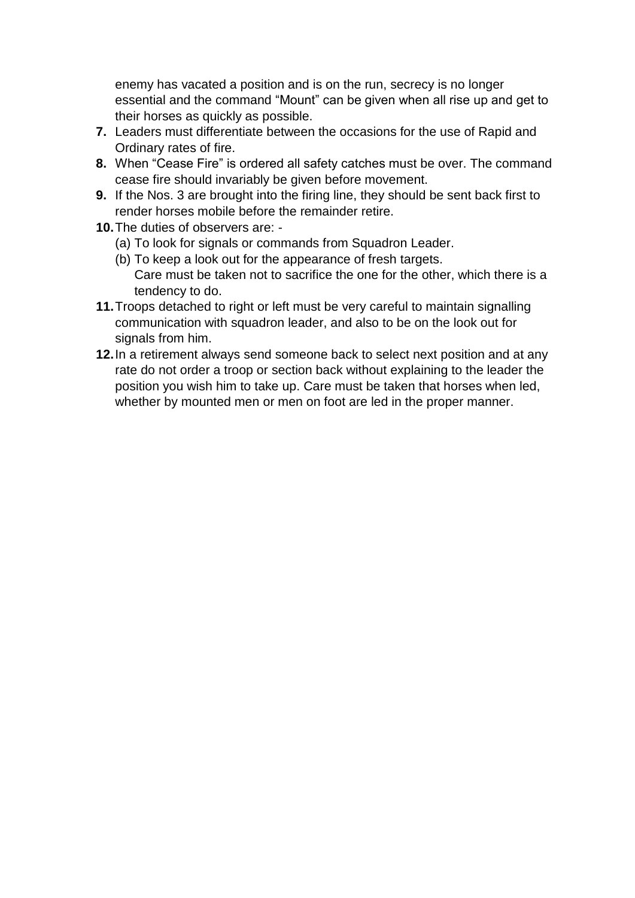enemy has vacated a position and is on the run, secrecy is no longer essential and the command "Mount" can be given when all rise up and get to their horses as quickly as possible.

7. Leaders must differentiate between the occasions for the use of Rapid and Ordinary rates of fire.
8. When "Cease Fire" is ordered all safety catches must be over. The command cease fire should invariably be given before movement.
9. If the Nos. 3 are brought into the firing line, they should be sent back first to render horses mobile before the remainder retire.
10. The duties of observers are: -
    (a) To look for signals or commands from Squadron Leader.
    (b) To keep a look out for the appearance of fresh targets.
    Care must be taken not to sacrifice the one for the other, which there is a tendency to do.
11. Troops detached to right or left must be very careful to maintain signalling communication with squadron leader, and also to be on the look out for signals from him.
12. In a retirement always send someone back to select next position and at any rate do not order a troop or section back without explaining to the leader the position you wish him to take up. Care must be taken that horses when led, whether by mounted men or men on foot are led in the proper manner.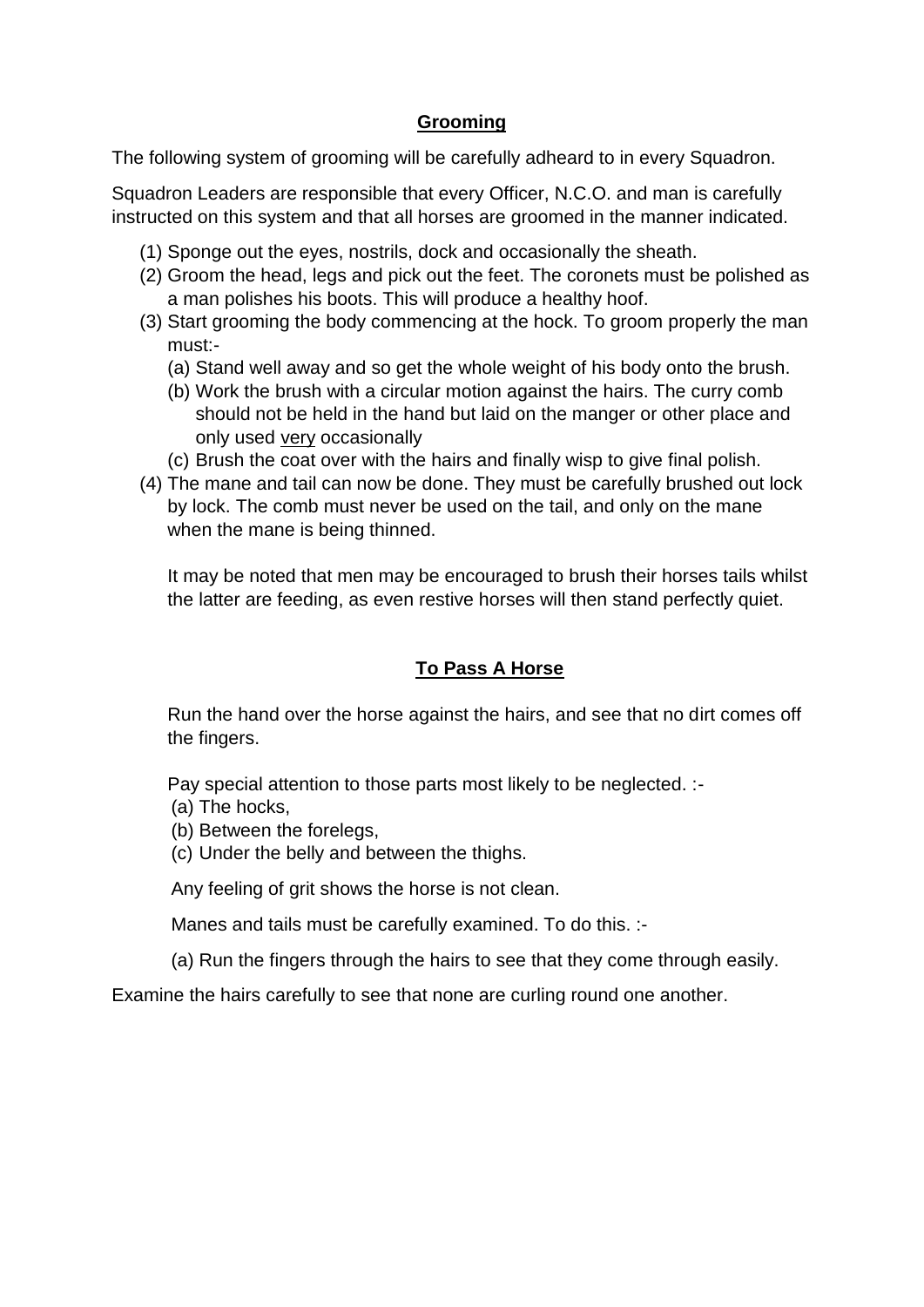## Grooming

The following system of grooming will be carefully adheard to in every Squadron.

Squadron Leaders are responsible that every Officer, N.C.O. and man is carefully instructed on this system and that all horses are groomed in the manner indicated.

(1) Sponge out the eyes, nostrils, dock and occasionally the sheath.

(2) Groom the head, legs and pick out the feet. The coronets must be polished as a man polishes his boots. This will produce a healthy hoof.

(3) Start grooming the body commencing at the hock. To groom properly the man must:-

  (a) Stand well away and so get the whole weight of his body onto the brush.

  (b) Work the brush with a circular motion against the hairs. The curry comb should not be held in the hand but laid on the manger or other place and only used <u>very</u> occasionally

  (c) Brush the coat over with the hairs and finally wisp to give final polish.

(4) The mane and tail can now be done. They must be carefully brushed out lock by lock. The comb must never be used on the tail, and only on the mane when the mane is being thinned.

It may be noted that men may be encouraged to brush their horses tails whilst the latter are feeding, as even restive horses will then stand perfectly quiet.

## To Pass A Horse

Run the hand over the horse against the hairs, and see that no dirt comes off the fingers.

Pay special attention to those parts most likely to be neglected. :-

(a) The hocks,
(b) Between the forelegs,
(c) Under the belly and between the thighs.

Any feeling of grit shows the horse is not clean.

Manes and tails must be carefully examined. To do this. :-

(a) Run the fingers through the hairs to see that they come through easily.

Examine the hairs carefully to see that none are curling round one another.